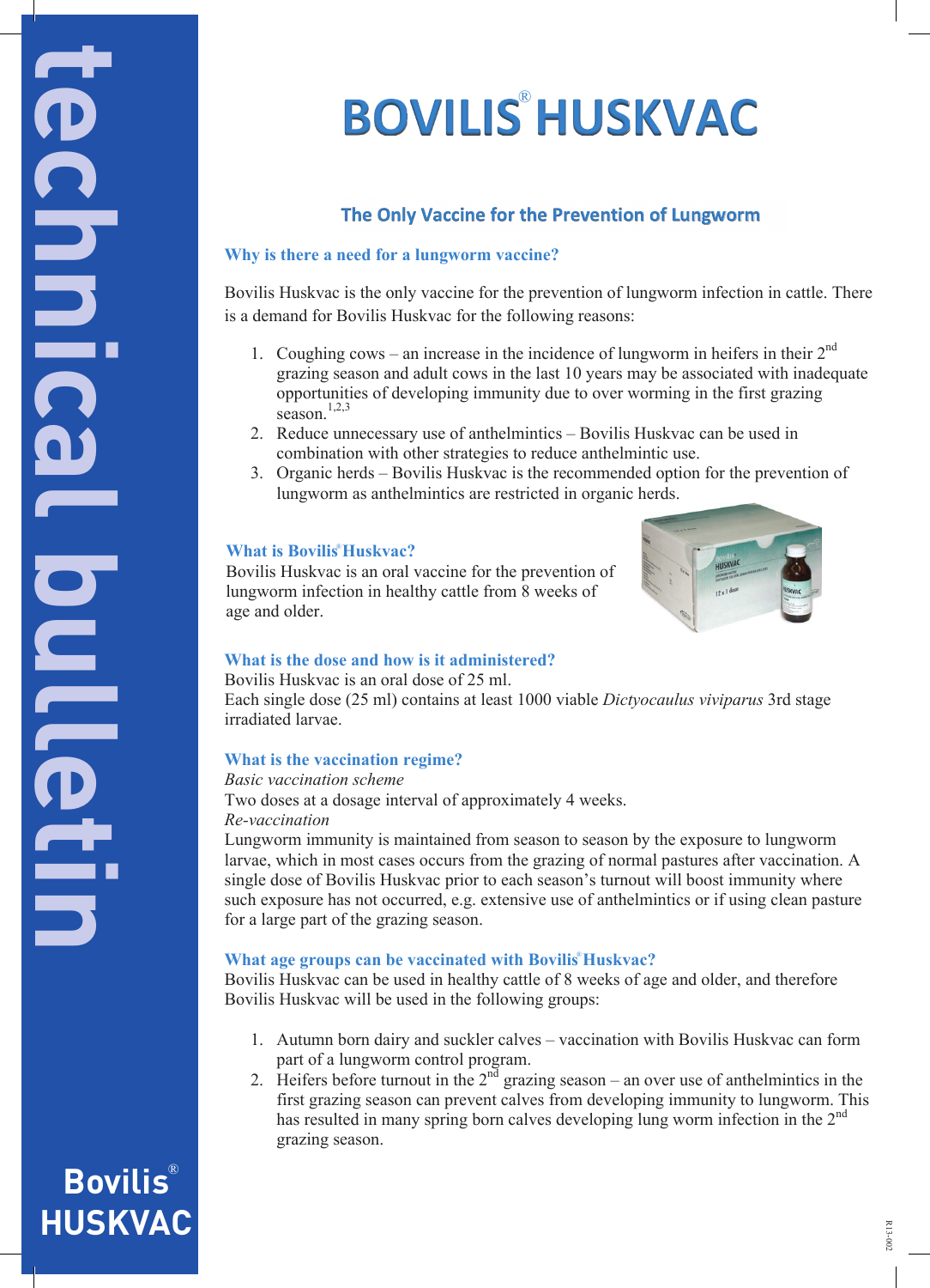# BOVILIS® HUSKVAC

## The Only Vaccine for the Prevention of Lungworm

### Why is there a need for a lungworm vaccine?

Bovilis Huskvac is the only vaccine for the prevention of lungworm infection in cattle. There is a demand for Bovilis Huskvac for the following reasons:

1. Coughing cows – an increase in the incidence of lungworm in heifers in their 2nd grazing season and adult cows in the last 10 years may be associated with inadequate opportunities of developing immunity due to over worming in the first grazing season.[1,2,3]
2. Reduce unnecessary use of anthelmintics – Bovilis Huskvac can be used in combination with other strategies to reduce anthelmintic use.
3. Organic herds – Bovilis Huskvac is the recommended option for the prevention of lungworm as anthelmintics are restricted in organic herds.

### What is Bovilis® Huskvac?

Bovilis Huskvac is an oral vaccine for the prevention of lungworm infection in healthy cattle from 8 weeks of age and older.

### What is the dose and how is it administered?

Bovilis Huskvac is an oral dose of 25 ml.
Each single dose (25 ml) contains at least 1000 viable *Dictyocaulus viviparus* 3rd stage irradiated larvae.

### What is the vaccination regime?

*Basic vaccination scheme*
Two doses at a dosage interval of approximately 4 weeks.
*Re-vaccination*
Lungworm immunity is maintained from season to season by the exposure to lungworm larvae, which in most cases occurs from the grazing of normal pastures after vaccination. A single dose of Bovilis Huskvac prior to each season's turnout will boost immunity where such exposure has not occurred, e.g. extensive use of anthelmintics or if using clean pasture for a large part of the grazing season.

### What age groups can be vaccinated with Bovilis® Huskvac?

Bovilis Huskvac can be used in healthy cattle of 8 weeks of age and older, and therefore Bovilis Huskvac will be used in the following groups:

1. Autumn born dairy and suckler calves – vaccination with Bovilis Huskvac can form part of a lungworm control program.
2. Heifers before turnout in the 2nd grazing season – an over use of anthelmintics in the first grazing season can prevent calves from developing immunity to lungworm. This has resulted in many spring born calves developing lung worm infection in the 2nd grazing season.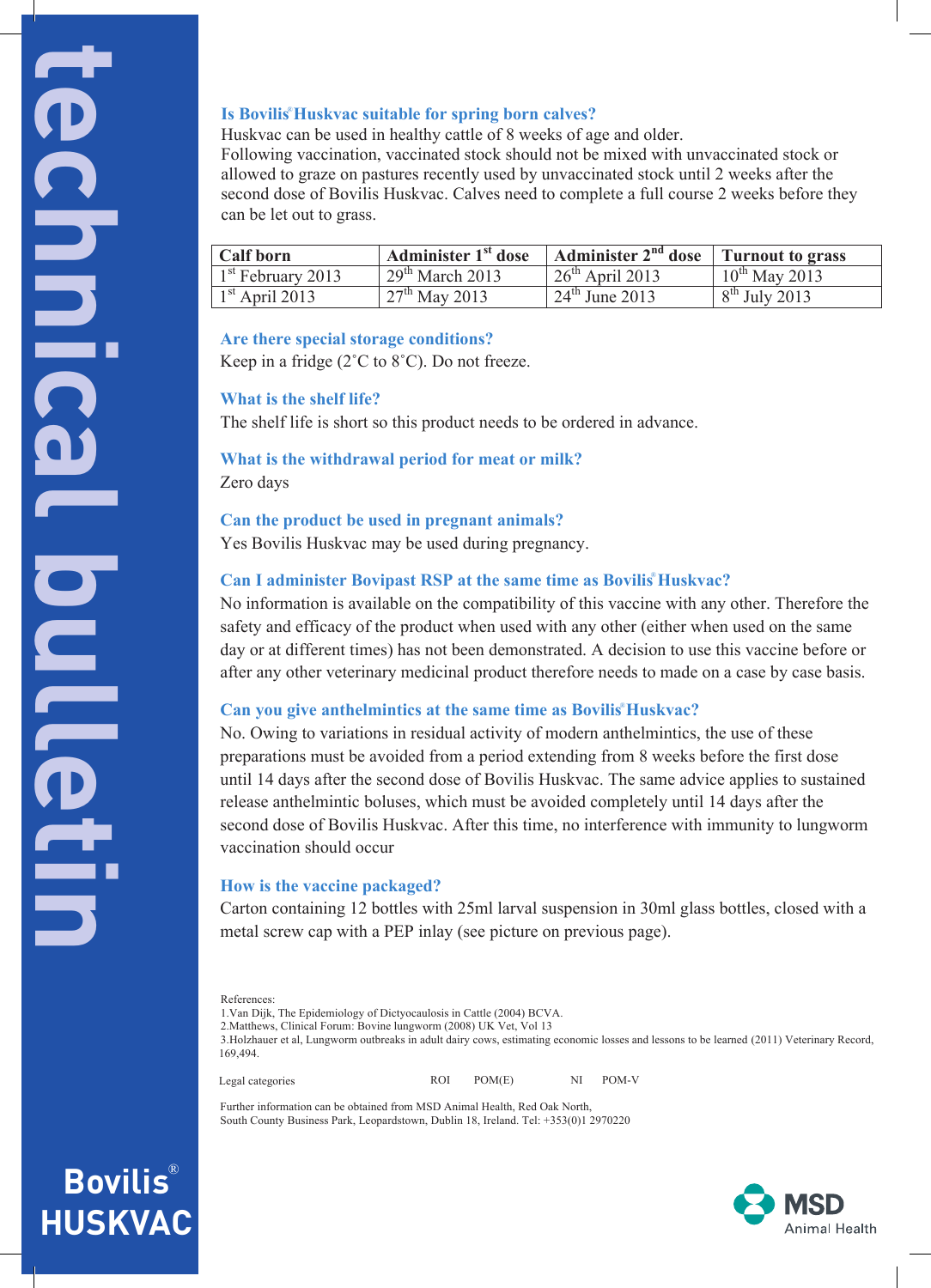### Is Bovilis® Huskvac suitable for spring born calves?

Huskvac can be used in healthy cattle of 8 weeks of age and older.
Following vaccination, vaccinated stock should not be mixed with unvaccinated stock or allowed to graze on pastures recently used by unvaccinated stock until 2 weeks after the second dose of Bovilis Huskvac. Calves need to complete a full course 2 weeks before they can be let out to grass.

| Calf born | Administer 1st dose | Administer 2nd dose | Turnout to grass |
|---|---|---|---|
| 1st February 2013 | 29th March 2013 | 26th April 2013 | 10th May 2013 |
| 1st April 2013 | 27th May 2013 | 24th June 2013 | 8th July 2013 |

### Are there special storage conditions?

Keep in a fridge (2˚C to 8˚C). Do not freeze.

### What is the shelf life?

The shelf life is short so this product needs to be ordered in advance.

### What is the withdrawal period for meat or milk?

Zero days

### Can the product be used in pregnant animals?

Yes Bovilis Huskvac may be used during pregnancy.

### Can I administer Bovipast RSP at the same time as Bovilis® Huskvac?

No information is available on the compatibility of this vaccine with any other. Therefore the safety and efficacy of the product when used with any other (either when used on the same day or at different times) has not been demonstrated. A decision to use this vaccine before or after any other veterinary medicinal product therefore needs to made on a case by case basis.

### Can you give anthelmintics at the same time as Bovilis® Huskvac?

No. Owing to variations in residual activity of modern anthelmintics, the use of these preparations must be avoided from a period extending from 8 weeks before the first dose until 14 days after the second dose of Bovilis Huskvac. The same advice applies to sustained release anthelmintic boluses, which must be avoided completely until 14 days after the second dose of Bovilis Huskvac. After this time, no interference with immunity to lungworm vaccination should occur

### How is the vaccine packaged?

Carton containing 12 bottles with 25ml larval suspension in 30ml glass bottles, closed with a metal screw cap with a PEP inlay (see picture on previous page).

References:
1.Van Dijk, The Epidemiology of Dictyocaulosis in Cattle (2004) BCVA.
2.Matthews, Clinical Forum: Bovine lungworm (2008) UK Vet, Vol 13
3.Holzhauer et al, Lungworm outbreaks in adult dairy cows, estimating economic losses and lessons to be learned (2011) Veterinary Record, 169,494.

Legal categories ROI POM(E) NI POM-V

Further information can be obtained from MSD Animal Health, Red Oak North, South County Business Park, Leopardstown, Dublin 18, Ireland. Tel: +353(0)1 2970220

technical bulletin

Bovilis® HUSKVAC

MSD Animal Health